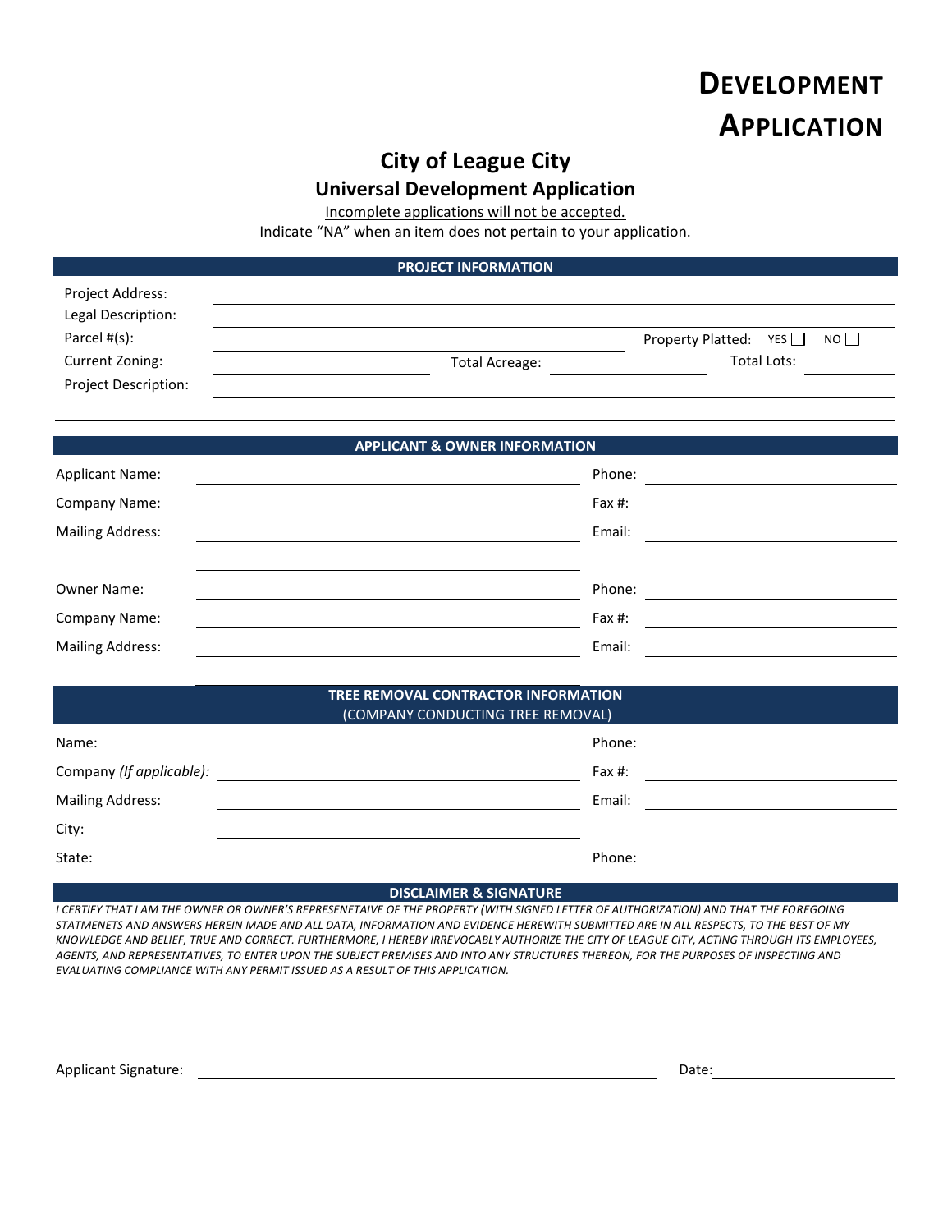# DEVELOPMENT APPLICATION

## City of League City

### Universal Development Application

Incomplete applications will not be accepted.

Indicate "NA" when an item does not pertain to your application.

**PROJECT INFORMATION**

Project Address: \_\_\_\_\_\_\_\_\_\_\_\_\_\_\_\_\_\_\_\_

Legal Description: \_\_\_\_\_\_\_\_\_\_\_\_\_\_\_\_\_\_\_\_

Parcel #(s): \_\_\_\_\_\_\_\_\_\_\_\_\_\_\_\_\_\_\_\_ Property Platted: YES ☐ NO ☐

Current Zoning: \_\_\_\_\_\_\_\_\_\_ Total Acreage: \_\_\_\_\_\_\_\_\_\_ Total Lots: \_\_\_\_\_\_\_\_\_\_

Project Description: \_\_\_\_\_\_\_\_\_\_\_\_\_\_\_\_\_\_\_\_

**APPLICANT & OWNER INFORMATION**

| | | | |
|---|---|---|---|
| Applicant Name: | | Phone: | |
| Company Name: | | Fax #: | |
| Mailing Address: | | Email: | |
| | | | |
| Owner Name: | | Phone: | |
| Company Name: | | Fax #: | |
| Mailing Address: | | Email: | |

**TREE REMOVAL CONTRACTOR INFORMATION**
(COMPANY CONDUCTING TREE REMOVAL)

| | | | |
|---|---|---|---|
| Name: | | Phone: | |
| Company *(If applicable)*: | | Fax #: | |
| Mailing Address: | | Email: | |
| City: | | | |
| State: | | Phone: | |

**DISCLAIMER & SIGNATURE**

*I CERTIFY THAT I AM THE OWNER OR OWNER'S REPRESENETAIVE OF THE PROPERTY (WITH SIGNED LETTER OF AUTHORIZATION) AND THAT THE FOREGOING STATMENETS AND ANSWERS HEREIN MADE AND ALL DATA, INFORMATION AND EVIDENCE HEREWITH SUBMITTED ARE IN ALL RESPECTS, TO THE BEST OF MY KNOWLEDGE AND BELIEF, TRUE AND CORRECT. FURTHERMORE, I HEREBY IRREVOCABLY AUTHORIZE THE CITY OF LEAGUE CITY, ACTING THROUGH ITS EMPLOYEES, AGENTS, AND REPRESENTATIVES, TO ENTER UPON THE SUBJECT PREMISES AND INTO ANY STRUCTURES THEREON, FOR THE PURPOSES OF INSPECTING AND EVALUATING COMPLIANCE WITH ANY PERMIT ISSUED AS A RESULT OF THIS APPLICATION.*

Applicant Signature: \_\_\_\_\_\_\_\_\_\_\_\_\_\_\_\_\_\_\_\_ Date: \_\_\_\_\_\_\_\_\_\_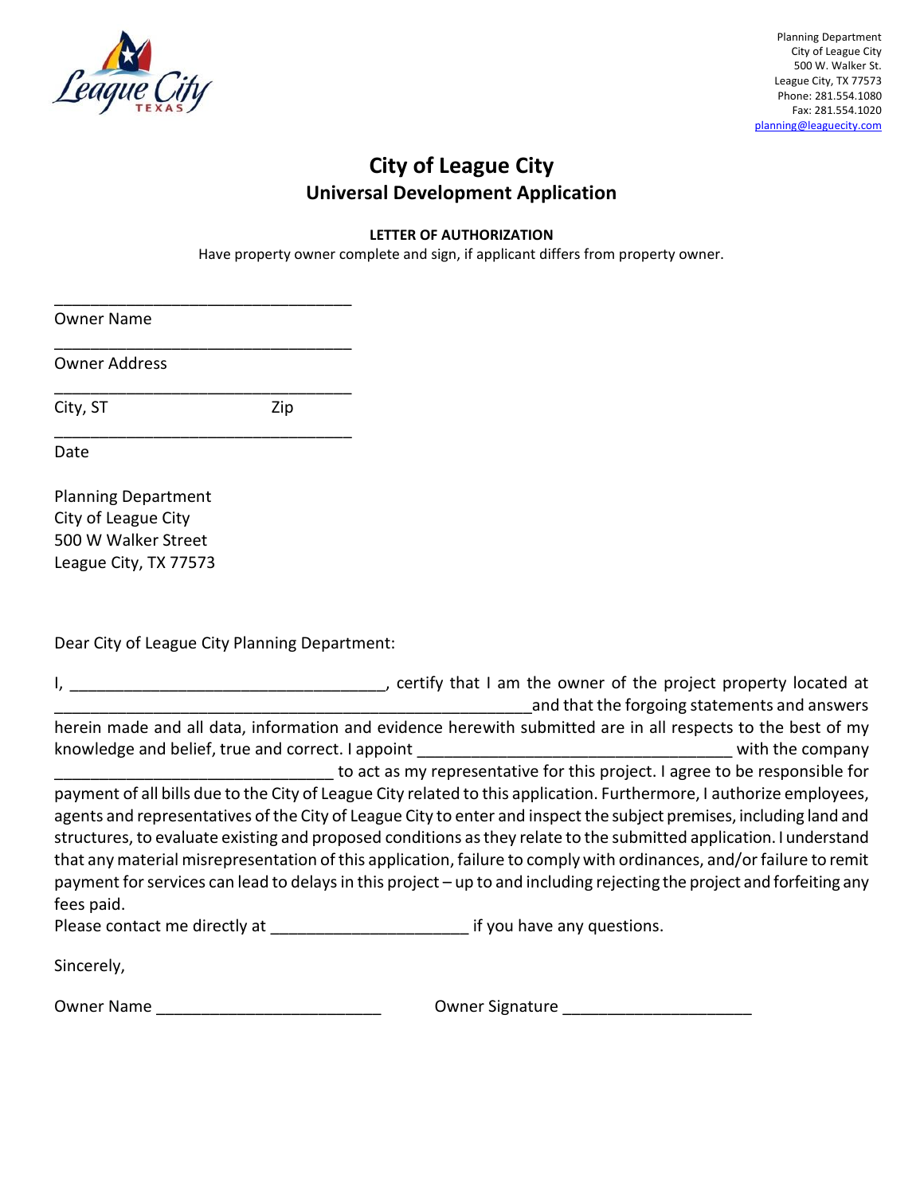Planning Department
City of League City
500 W. Walker St.
League City, TX 77573
Phone: 281.554.1080
Fax: 281.554.1020
planning@leaguecity.com

# City of League City

## Universal Development Application

**LETTER OF AUTHORIZATION**

Have property owner complete and sign, if applicant differs from property owner.

_________________________________
Owner Name

_________________________________
Owner Address

_________________________________
City, ST Zip

_________________________________
Date

Planning Department
City of League City
500 W Walker Street
League City, TX 77573

Dear City of League City Planning Department:

I, ___________________________________, certify that I am the owner of the project property located at _____________________________________________________and that the forgoing statements and answers herein made and all data, information and evidence herewith submitted are in all respects to the best of my knowledge and belief, true and correct. I appoint ___________________________________ with the company ______________________________ to act as my representative for this project. I agree to be responsible for payment of all bills due to the City of League City related to this application. Furthermore, I authorize employees, agents and representatives of the City of League City to enter and inspect the subject premises, including land and structures, to evaluate existing and proposed conditions as they relate to the submitted application. I understand that any material misrepresentation of this application, failure to comply with ordinances, and/or failure to remit payment for services can lead to delays in this project – up to and including rejecting the project and forfeiting any fees paid.

Please contact me directly at _____________________ if you have any questions.

Sincerely,

Owner Name _________________________ Owner Signature _____________________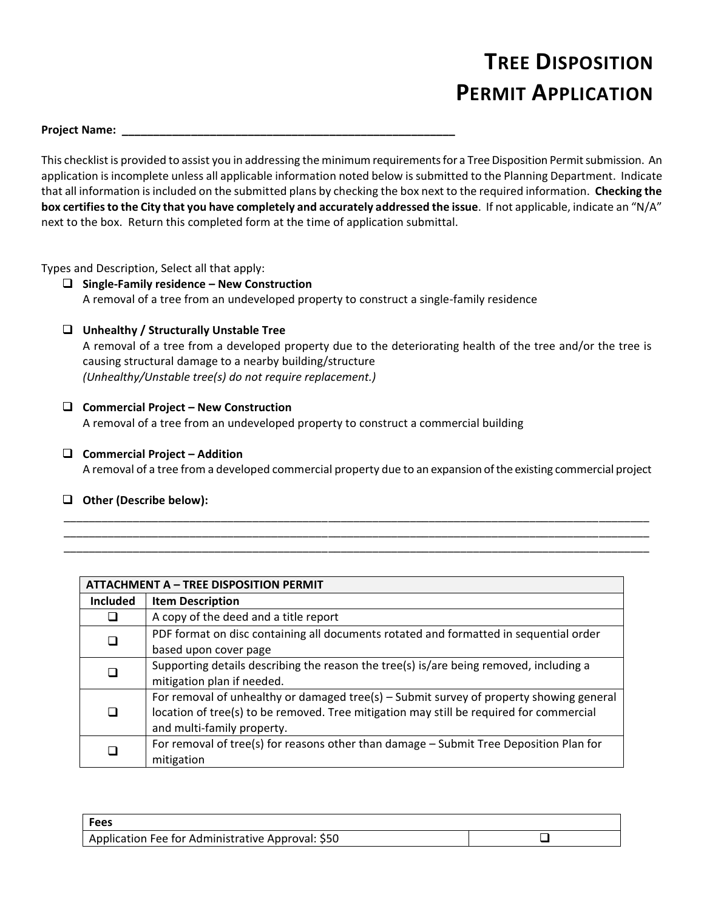# Tree Disposition Permit Application

**Project Name:** ______________________________________________________

This checklist is provided to assist you in addressing the minimum requirements for a Tree Disposition Permit submission. An application is incomplete unless all applicable information noted below is submitted to the Planning Department. Indicate that all information is included on the submitted plans by checking the box next to the required information. **Checking the box certifies to the City that you have completely and accurately addressed the issue**. If not applicable, indicate an "N/A" next to the box. Return this completed form at the time of application submittal.

Types and Description, Select all that apply:

- ❑ **Single-Family residence – New Construction**
  A removal of a tree from an undeveloped property to construct a single-family residence

- ❑ **Unhealthy / Structurally Unstable Tree**
  A removal of a tree from a developed property due to the deteriorating health of the tree and/or the tree is causing structural damage to a nearby building/structure
  *(Unhealthy/Unstable tree(s) do not require replacement.)*

- ❑ **Commercial Project – New Construction**
  A removal of a tree from an undeveloped property to construct a commercial building

- ❑ **Commercial Project – Addition**
  A removal of a tree from a developed commercial property due to an expansion of the existing commercial project

- ❑ **Other (Describe below):**

____________________________________________________________________________________________
____________________________________________________________________________________________
____________________________________________________________________________________________

| ATTACHMENT A – TREE DISPOSITION PERMIT | |
|---|---|
| **Included** | **Item Description** |
| ❑ | A copy of the deed and a title report |
| ❑ | PDF format on disc containing all documents rotated and formatted in sequential order based upon cover page |
| ❑ | Supporting details describing the reason the tree(s) is/are being removed, including a mitigation plan if needed. |
| ❑ | For removal of unhealthy or damaged tree(s) – Submit survey of property showing general location of tree(s) to be removed. Tree mitigation may still be required for commercial and multi-family property. |
| ❑ | For removal of tree(s) for reasons other than damage – Submit Tree Deposition Plan for mitigation |

| Fees | |
|---|---|
| Application Fee for Administrative Approval: $50 | ❑ |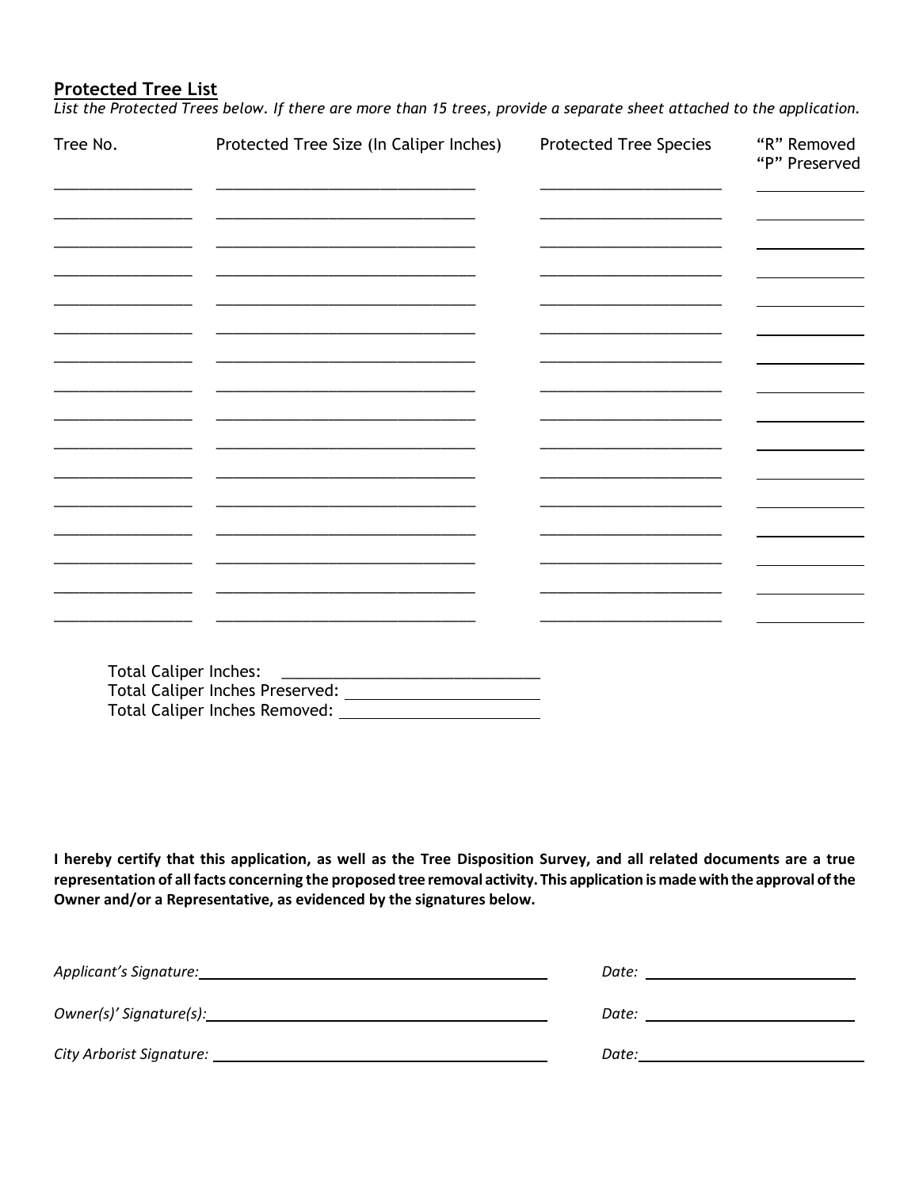## Protected Tree List

*List the Protected Trees below. If there are more than 15 trees, provide a separate sheet attached to the application.*

| Tree No. | Protected Tree Size (In Caliper Inches) | Protected Tree Species | "R" Removed "P" Preserved |
|---|---|---|---|
| | | | |
| | | | |
| | | | |
| | | | |
| | | | |
| | | | |
| | | | |
| | | | |
| | | | |
| | | | |
| | | | |
| | | | |
| | | | |
| | | | |
| | | | |
| | | | |

Total Caliper Inches: ______________________________

Total Caliper Inches Preserved: ______________________

Total Caliper Inches Removed: _______________________

**I hereby certify that this application, as well as the Tree Disposition Survey, and all related documents are a true representation of all facts concerning the proposed tree removal activity. This application is made with the approval of the Owner and/or a Representative, as evidenced by the signatures below.**

*Applicant's Signature:* ______________________________ *Date:* ____________________

*Owner(s)' Signature(s):* ______________________________ *Date:* ____________________

*City Arborist Signature:* ______________________________ *Date:* ____________________